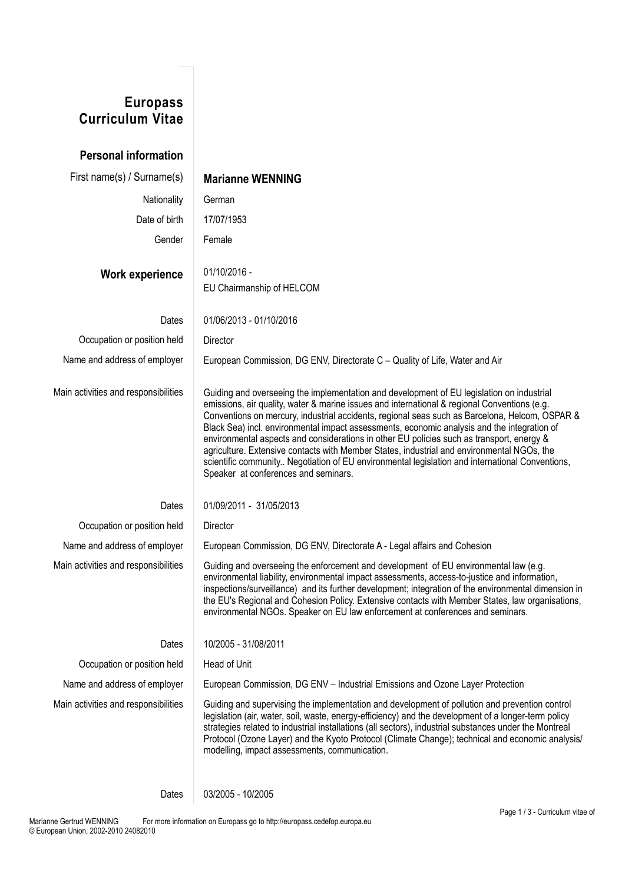# Europass Curriculum Vitae

## Personal information

| | |
|---|---|
| First name(s) / Surname(s) | **Marianne WENNING** |
| Nationality | German |
| Date of birth | 17/07/1953 |
| Gender | Female |

## Work experience

01/10/2016 -
EU Chairmanship of HELCOM

| | |
|---|---|
| Dates | 01/06/2013 - 01/10/2016 |
| Occupation or position held | Director |
| Name and address of employer | European Commission, DG ENV, Directorate C – Quality of Life, Water and Air |
| Main activities and responsibilities | Guiding and overseeing the implementation and development of EU legislation on industrial emissions, air quality, water & marine issues and international & regional Conventions (e.g. Conventions on mercury, industrial accidents, regional seas such as Barcelona, Helcom, OSPAR & Black Sea) incl. environmental impact assessments, economic analysis and the integration of environmental aspects and considerations in other EU policies such as transport, energy & agriculture. Extensive contacts with Member States, industrial and environmental NGOs, the scientific community.. Negotiation of EU environmental legislation and international Conventions, Speaker at conferences and seminars. |
| Dates | 01/09/2011 - 31/05/2013 |
| Occupation or position held | Director |
| Name and address of employer | European Commission, DG ENV, Directorate A - Legal affairs and Cohesion |
| Main activities and responsibilities | Guiding and overseeing the enforcement and development of EU environmental law (e.g. environmental liability, environmental impact assessments, access-to-justice and information, inspections/surveillance) and its further development; integration of the environmental dimension in the EU's Regional and Cohesion Policy. Extensive contacts with Member States, law organisations, environmental NGOs. Speaker on EU law enforcement at conferences and seminars. |
| Dates | 10/2005 - 31/08/2011 |
| Occupation or position held | Head of Unit |
| Name and address of employer | European Commission, DG ENV – Industrial Emissions and Ozone Layer Protection |
| Main activities and responsibilities | Guiding and supervising the implementation and development of pollution and prevention control legislation (air, water, soil, waste, energy-efficiency) and the development of a longer-term policy strategies related to industrial installations (all sectors), industrial substances under the Montreal Protocol (Ozone Layer) and the Kyoto Protocol (Climate Change); technical and economic analysis/ modelling, impact assessments, communication. |
| Dates | 03/2005 - 10/2005 |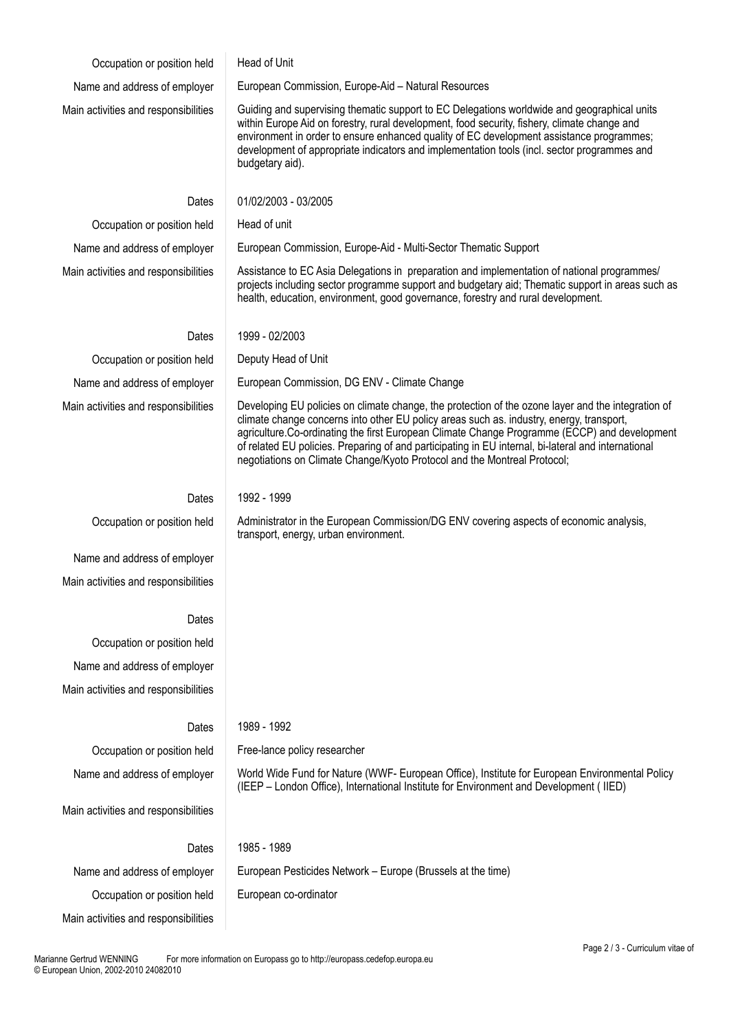| | |
|---|---|
| Occupation or position held | Head of Unit |
| Name and address of employer | European Commission, Europe-Aid – Natural Resources |
| Main activities and responsibilities | Guiding and supervising thematic support to EC Delegations worldwide and geographical units within Europe Aid on forestry, rural development, food security, fishery, climate change and environment in order to ensure enhanced quality of EC development assistance programmes; development of appropriate indicators and implementation tools (incl. sector programmes and budgetary aid). |
| Dates | 01/02/2003 - 03/2005 |
| Occupation or position held | Head of unit |
| Name and address of employer | European Commission, Europe-Aid - Multi-Sector Thematic Support |
| Main activities and responsibilities | Assistance to EC Asia Delegations in preparation and implementation of national programmes/ projects including sector programme support and budgetary aid; Thematic support in areas such as health, education, environment, good governance, forestry and rural development. |
| Dates | 1999 - 02/2003 |
| Occupation or position held | Deputy Head of Unit |
| Name and address of employer | European Commission, DG ENV - Climate Change |
| Main activities and responsibilities | Developing EU policies on climate change, the protection of the ozone layer and the integration of climate change concerns into other EU policy areas such as. industry, energy, transport, agriculture.Co-ordinating the first European Climate Change Programme (ECCP) and development of related EU policies. Preparing of and participating in EU internal, bi-lateral and international negotiations on Climate Change/Kyoto Protocol and the Montreal Protocol; |
| Dates | 1992 - 1999 |
| Occupation or position held | Administrator in the European Commission/DG ENV covering aspects of economic analysis, transport, energy, urban environment. |
| Name and address of employer | |
| Main activities and responsibilities | |
| Dates | |
| Occupation or position held | |
| Name and address of employer | |
| Main activities and responsibilities | |
| Dates | 1989 - 1992 |
| Occupation or position held | Free-lance policy researcher |
| Name and address of employer | World Wide Fund for Nature (WWF- European Office), Institute for European Environmental Policy (IEEP – London Office), International Institute for Environment and Development ( IIED) |
| Main activities and responsibilities | |
| Dates | 1985 - 1989 |
| Name and address of employer | European Pesticides Network – Europe (Brussels at the time) |
| Occupation or position held | European co-ordinator |
| Main activities and responsibilities | |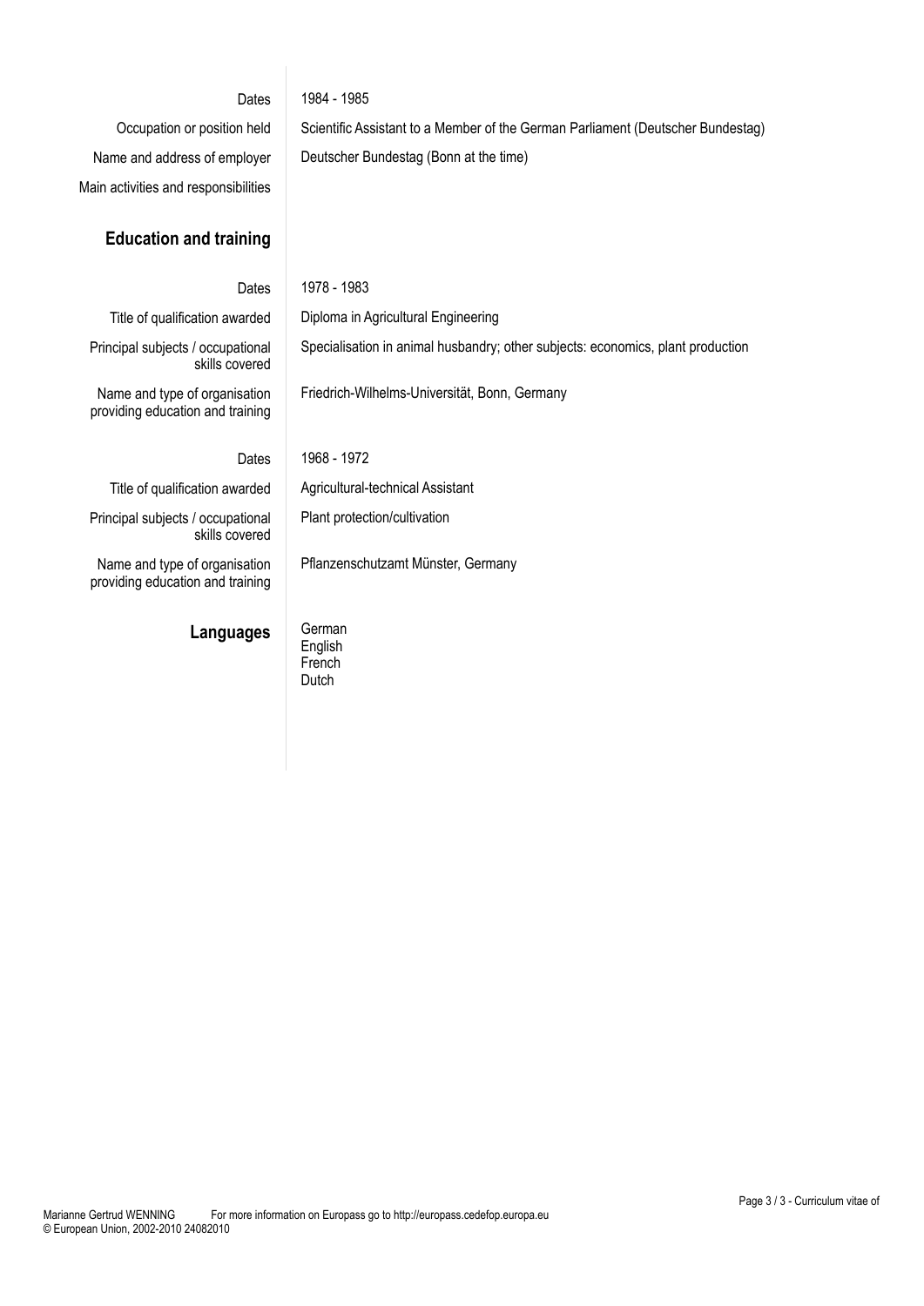| | |
|---|---|
| Dates | 1984 - 1985 |
| Occupation or position held | Scientific Assistant to a Member of the German Parliament (Deutscher Bundestag) |
| Name and address of employer | Deutscher Bundestag (Bonn at the time) |
| Main activities and responsibilities | |

## Education and training

| | |
|---|---|
| Dates | 1978 - 1983 |
| Title of qualification awarded | Diploma in Agricultural Engineering |
| Principal subjects / occupational skills covered | Specialisation in animal husbandry; other subjects: economics, plant production |
| Name and type of organisation providing education and training | Friedrich-Wilhelms-Universität, Bonn, Germany |

| | |
|---|---|
| Dates | 1968 - 1972 |
| Title of qualification awarded | Agricultural-technical Assistant |
| Principal subjects / occupational skills covered | Plant protection/cultivation |
| Name and type of organisation providing education and training | Pflanzenschutzamt Münster, Germany |

## Languages

German
English
French
Dutch